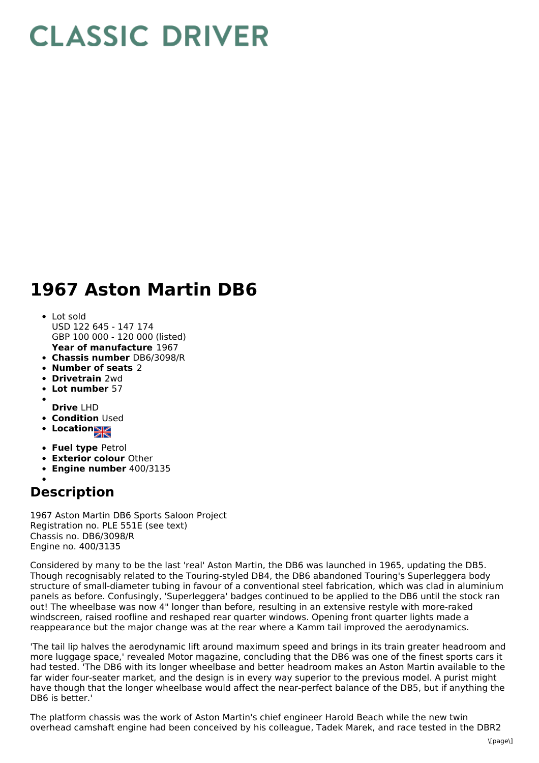# CLASSIC DRIVER

# 1967 Aston Martin DB6

- Lot sold
  USD 122 645 - 147 174
  GBP 100 000 - 120 000 (listed)
  **Year of manufacture** 1967
- **Chassis number** DB6/3098/R
- **Number of seats** 2
- **Drivetrain** 2wd
- **Lot number** 57
- 
  **Drive** LHD
- **Condition** Used
- **Location**
- **Fuel type** Petrol
- **Exterior colour** Other
- **Engine number** 400/3135
- 

## Description

1967 Aston Martin DB6 Sports Saloon Project
Registration no. PLE 551E (see text)
Chassis no. DB6/3098/R
Engine no. 400/3135

Considered by many to be the last 'real' Aston Martin, the DB6 was launched in 1965, updating the DB5. Though recognisably related to the Touring-styled DB4, the DB6 abandoned Touring's Superleggera body structure of small-diameter tubing in favour of a conventional steel fabrication, which was clad in aluminium panels as before. Confusingly, 'Superleggera' badges continued to be applied to the DB6 until the stock ran out! The wheelbase was now 4" longer than before, resulting in an extensive restyle with more-raked windscreen, raised roofline and reshaped rear quarter windows. Opening front quarter lights made a reappearance but the major change was at the rear where a Kamm tail improved the aerodynamics.

'The tail lip halves the aerodynamic lift around maximum speed and brings in its train greater headroom and more luggage space,' revealed Motor magazine, concluding that the DB6 was one of the finest sports cars it had tested. 'The DB6 with its longer wheelbase and better headroom makes an Aston Martin available to the far wider four-seater market, and the design is in every way superior to the previous model. A purist might have though that the longer wheelbase would affect the near-perfect balance of the DB5, but if anything the DB6 is better.'

The platform chassis was the work of Aston Martin's chief engineer Harold Beach while the new twin overhead camshaft engine had been conceived by his colleague, Tadek Marek, and race tested in the DBR2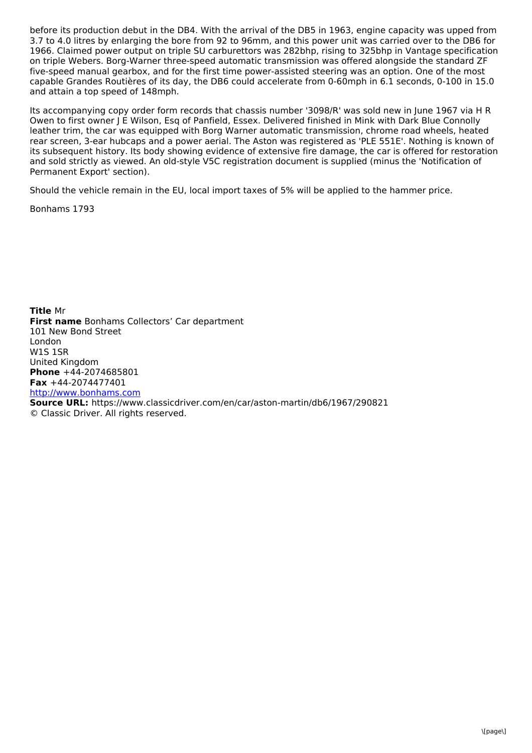before its production debut in the DB4. With the arrival of the DB5 in 1963, engine capacity was upped from 3.7 to 4.0 litres by enlarging the bore from 92 to 96mm, and this power unit was carried over to the DB6 for 1966. Claimed power output on triple SU carburettors was 282bhp, rising to 325bhp in Vantage specification on triple Webers. Borg-Warner three-speed automatic transmission was offered alongside the standard ZF five-speed manual gearbox, and for the first time power-assisted steering was an option. One of the most capable Grandes Routières of its day, the DB6 could accelerate from 0-60mph in 6.1 seconds, 0-100 in 15.0 and attain a top speed of 148mph.

Its accompanying copy order form records that chassis number '3098/R' was sold new in June 1967 via H R Owen to first owner J E Wilson, Esq of Panfield, Essex. Delivered finished in Mink with Dark Blue Connolly leather trim, the car was equipped with Borg Warner automatic transmission, chrome road wheels, heated rear screen, 3-ear hubcaps and a power aerial. The Aston was registered as 'PLE 551E'. Nothing is known of its subsequent history. Its body showing evidence of extensive fire damage, the car is offered for restoration and sold strictly as viewed. An old-style V5C registration document is supplied (minus the 'Notification of Permanent Export' section).

Should the vehicle remain in the EU, local import taxes of 5% will be applied to the hammer price.

Bonhams 1793

**Title** Mr
**First name** Bonhams Collectors' Car department
101 New Bond Street
London
W1S 1SR
United Kingdom
**Phone** +44-2074685801
**Fax** +44-2074477401
http://www.bonhams.com
**Source URL:** https://www.classicdriver.com/en/car/aston-martin/db6/1967/290821
© Classic Driver. All rights reserved.